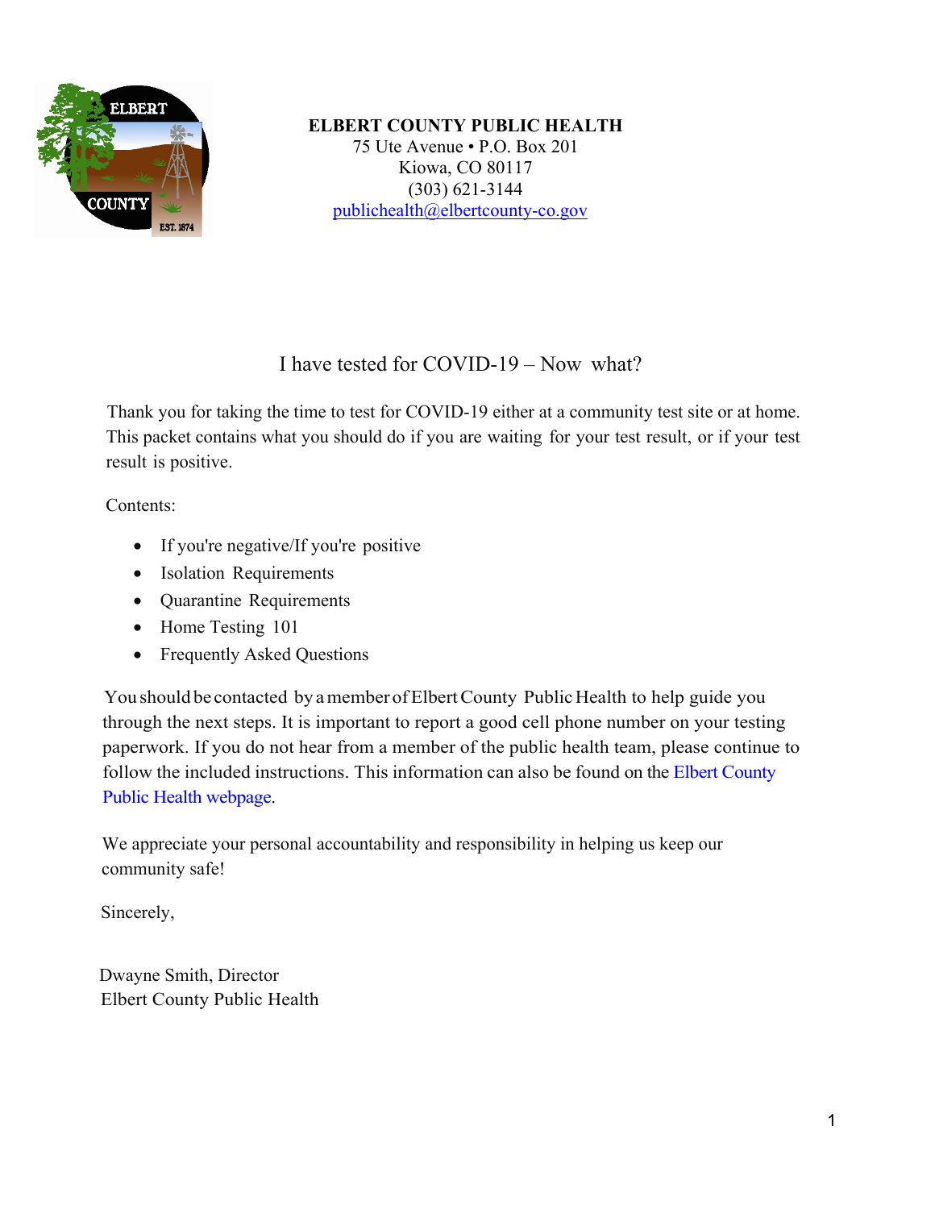**ELBERT COUNTY PUBLIC HEALTH**
75 Ute Avenue • P.O. Box 201
Kiowa, CO 80117
(303) 621-3144
publichealth@elbertcounty-co.gov

# I have tested for COVID-19 – Now what?

Thank you for taking the time to test for COVID-19 either at a community test site or at home. This packet contains what you should do if you are waiting for your test result, or if your test result is positive.

Contents:

- If you're negative/If you're positive
- Isolation Requirements
- Quarantine Requirements
- Home Testing 101
- Frequently Asked Questions

You should be contacted by a member of Elbert County Public Health to help guide you through the next steps. It is important to report a good cell phone number on your testing paperwork. If you do not hear from a member of the public health team, please continue to follow the included instructions. This information can also be found on the Elbert County Public Health webpage.

We appreciate your personal accountability and responsibility in helping us keep our community safe!

Sincerely,

Dwayne Smith, Director
Elbert County Public Health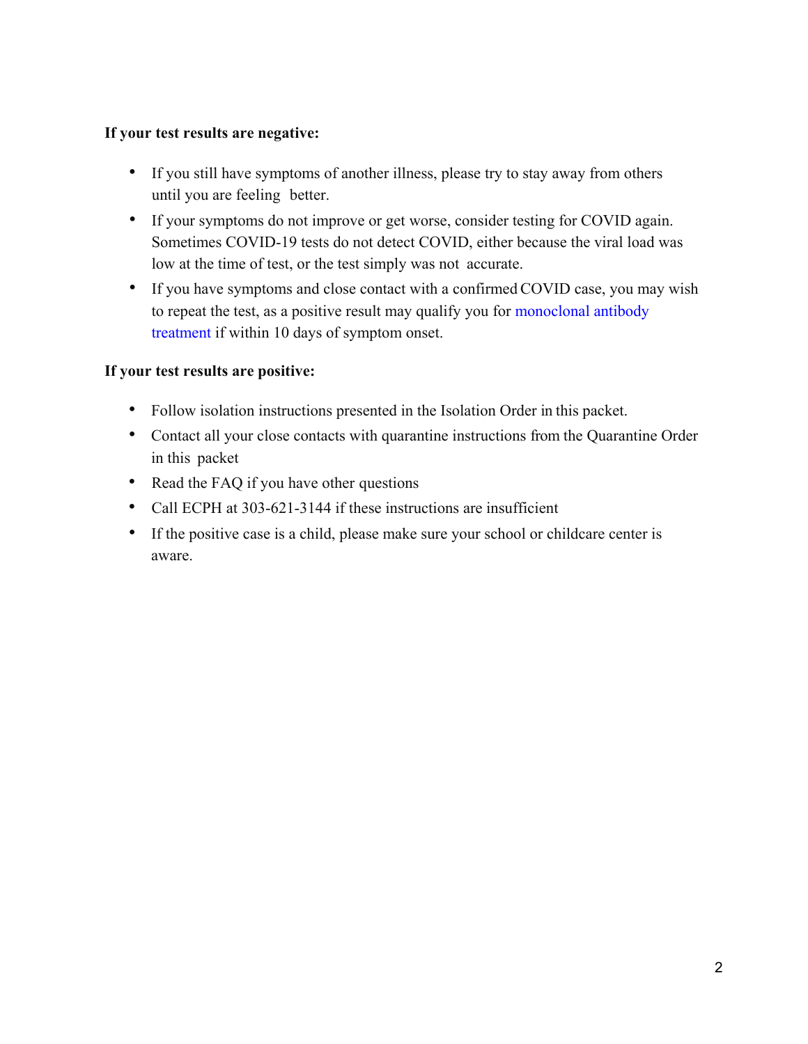**If your test results are negative:**

- If you still have symptoms of another illness, please try to stay away from others until you are feeling better.
- If your symptoms do not improve or get worse, consider testing for COVID again. Sometimes COVID-19 tests do not detect COVID, either because the viral load was low at the time of test, or the test simply was not accurate.
- If you have symptoms and close contact with a confirmed COVID case, you may wish to repeat the test, as a positive result may qualify you for monoclonal antibody treatment if within 10 days of symptom onset.

**If your test results are positive:**

- Follow isolation instructions presented in the Isolation Order in this packet.
- Contact all your close contacts with quarantine instructions from the Quarantine Order in this packet
- Read the FAQ if you have other questions
- Call ECPH at 303-621-3144 if these instructions are insufficient
- If the positive case is a child, please make sure your school or childcare center is aware.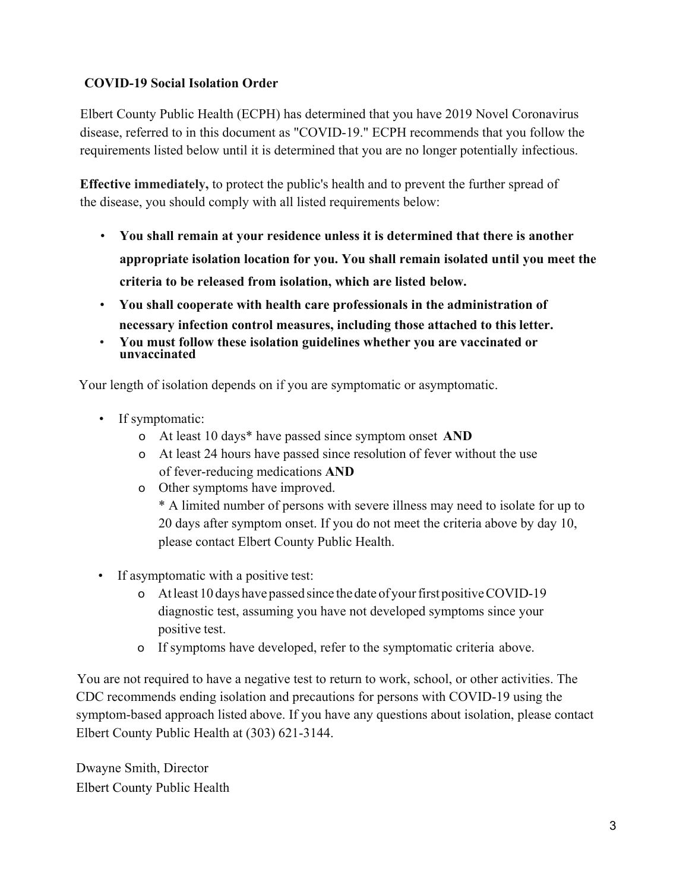**COVID-19 Social Isolation Order**

Elbert County Public Health (ECPH) has determined that you have 2019 Novel Coronavirus disease, referred to in this document as "COVID-19." ECPH recommends that you follow the requirements listed below until it is determined that you are no longer potentially infectious.

**Effective immediately,** to protect the public's health and to prevent the further spread of the disease, you should comply with all listed requirements below:

- **You shall remain at your residence unless it is determined that there is another appropriate isolation location for you. You shall remain isolated until you meet the criteria to be released from isolation, which are listed below.**
- **You shall cooperate with health care professionals in the administration of necessary infection control measures, including those attached to this letter.**
- **You must follow these isolation guidelines whether you are vaccinated or unvaccinated**

Your length of isolation depends on if you are symptomatic or asymptomatic.

- If symptomatic:
  - At least 10 days* have passed since symptom onset **AND**
  - At least 24 hours have passed since resolution of fever without the use of fever-reducing medications **AND**
  - Other symptoms have improved.
    * A limited number of persons with severe illness may need to isolate for up to 20 days after symptom onset. If you do not meet the criteria above by day 10, please contact Elbert County Public Health.
- If asymptomatic with a positive test:
  - At least 10 days have passed since the date of your first positive COVID-19 diagnostic test, assuming you have not developed symptoms since your positive test.
  - If symptoms have developed, refer to the symptomatic criteria above.

You are not required to have a negative test to return to work, school, or other activities. The CDC recommends ending isolation and precautions for persons with COVID-19 using the symptom-based approach listed above. If you have any questions about isolation, please contact Elbert County Public Health at (303) 621-3144.

Dwayne Smith, Director
Elbert County Public Health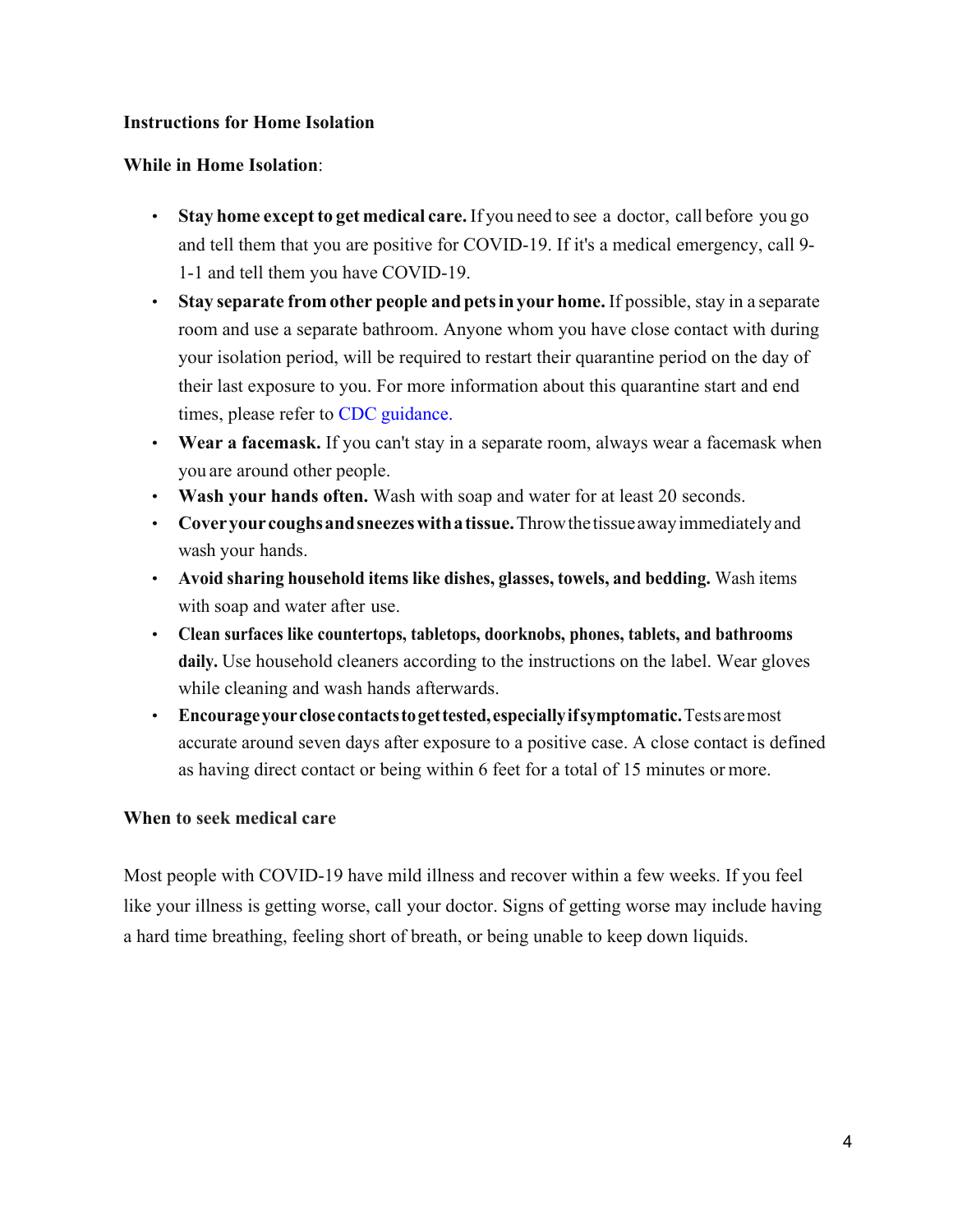**Instructions for Home Isolation**

**While in Home Isolation**:

- **Stay home except to get medical care.** If you need to see a doctor, call before you go and tell them that you are positive for COVID-19. If it's a medical emergency, call 9-1-1 and tell them you have COVID-19.
- **Stay separate from other people and pets in your home.** If possible, stay in a separate room and use a separate bathroom. Anyone whom you have close contact with during your isolation period, will be required to restart their quarantine period on the day of their last exposure to you. For more information about this quarantine start and end times, please refer to CDC guidance.
- **Wear a facemask.** If you can't stay in a separate room, always wear a facemask when you are around other people.
- **Wash your hands often.** Wash with soap and water for at least 20 seconds.
- **Cover your coughs and sneezes with a tissue.** Throw the tissue away immediately and wash your hands.
- **Avoid sharing household items like dishes, glasses, towels, and bedding.** Wash items with soap and water after use.
- **Clean surfaces like countertops, tabletops, doorknobs, phones, tablets, and bathrooms daily.** Use household cleaners according to the instructions on the label. Wear gloves while cleaning and wash hands afterwards.
- **Encourage your close contacts to get tested, especially if symptomatic.** Tests are most accurate around seven days after exposure to a positive case. A close contact is defined as having direct contact or being within 6 feet for a total of 15 minutes or more.

**When to seek medical care**

Most people with COVID-19 have mild illness and recover within a few weeks. If you feel like your illness is getting worse, call your doctor. Signs of getting worse may include having a hard time breathing, feeling short of breath, or being unable to keep down liquids.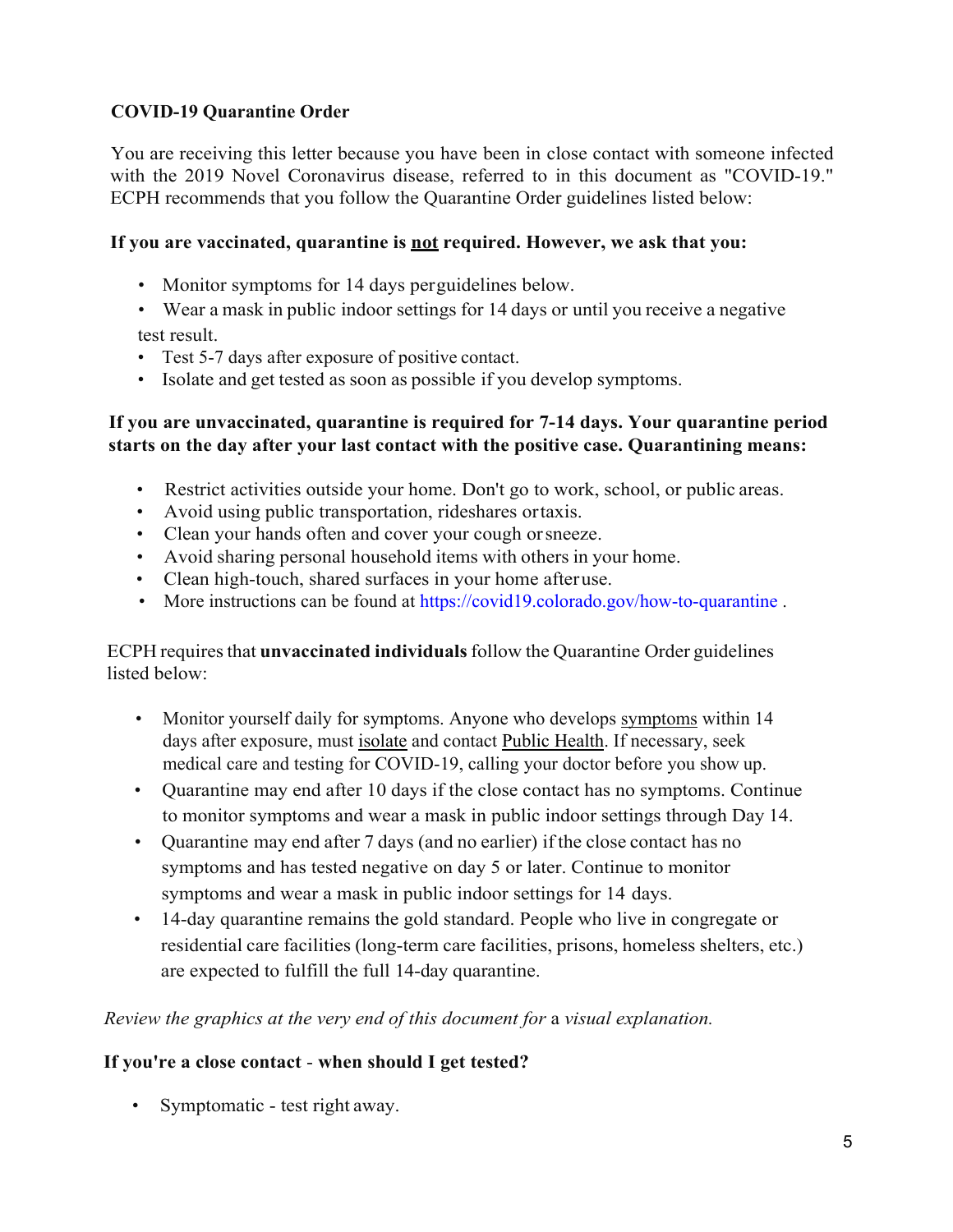**COVID-19 Quarantine Order**

You are receiving this letter because you have been in close contact with someone infected with the 2019 Novel Coronavirus disease, referred to in this document as "COVID-19." ECPH recommends that you follow the Quarantine Order guidelines listed below:

**If you are vaccinated, quarantine is <u>not</u> required. However, we ask that you:**

- Monitor symptoms for 14 days per guidelines below.
- Wear a mask in public indoor settings for 14 days or until you receive a negative test result.
- Test 5-7 days after exposure of positive contact.
- Isolate and get tested as soon as possible if you develop symptoms.

**If you are unvaccinated, quarantine is required for 7-14 days. Your quarantine period starts on the day after your last contact with the positive case. Quarantining means:**

- Restrict activities outside your home. Don't go to work, school, or public areas.
- Avoid using public transportation, rideshares or taxis.
- Clean your hands often and cover your cough or sneeze.
- Avoid sharing personal household items with others in your home.
- Clean high-touch, shared surfaces in your home after use.
- More instructions can be found at https://covid19.colorado.gov/how-to-quarantine .

ECPH requires that **unvaccinated individuals** follow the Quarantine Order guidelines listed below:

- Monitor yourself daily for symptoms. Anyone who develops <u>symptoms</u> within 14 days after exposure, must <u>isolate</u> and contact <u>Public Health</u>. If necessary, seek medical care and testing for COVID-19, calling your doctor before you show up.
- Quarantine may end after 10 days if the close contact has no symptoms. Continue to monitor symptoms and wear a mask in public indoor settings through Day 14.
- Quarantine may end after 7 days (and no earlier) if the close contact has no symptoms and has tested negative on day 5 or later. Continue to monitor symptoms and wear a mask in public indoor settings for 14 days.
- 14-day quarantine remains the gold standard. People who live in congregate or residential care facilities (long-term care facilities, prisons, homeless shelters, etc.) are expected to fulfill the full 14-day quarantine.

*Review the graphics at the very end of this document for a visual explanation.*

**If you're a close contact - when should I get tested?**

- Symptomatic - test right away.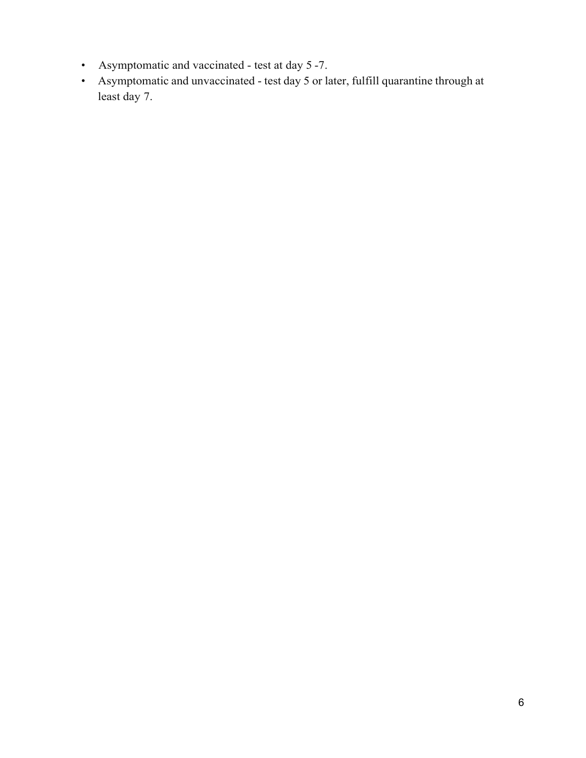- Asymptomatic and vaccinated - test at day 5 -7.
- Asymptomatic and unvaccinated - test day 5 or later, fulfill quarantine through at least day 7.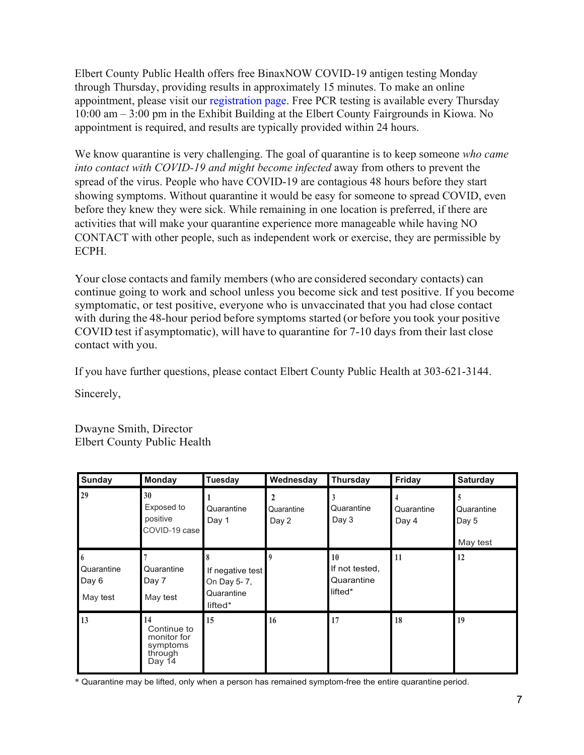Elbert County Public Health offers free BinaxNOW COVID-19 antigen testing Monday through Thursday, providing results in approximately 15 minutes. To make an online appointment, please visit our registration page. Free PCR testing is available every Thursday 10:00 am – 3:00 pm in the Exhibit Building at the Elbert County Fairgrounds in Kiowa. No appointment is required, and results are typically provided within 24 hours.

We know quarantine is very challenging. The goal of quarantine is to keep someone *who came into contact with COVID-19 and might become infected* away from others to prevent the spread of the virus. People who have COVID-19 are contagious 48 hours before they start showing symptoms. Without quarantine it would be easy for someone to spread COVID, even before they knew they were sick. While remaining in one location is preferred, if there are activities that will make your quarantine experience more manageable while having NO CONTACT with other people, such as independent work or exercise, they are permissible by ECPH.

Your close contacts and family members (who are considered secondary contacts) can continue going to work and school unless you become sick and test positive. If you become symptomatic, or test positive, everyone who is unvaccinated that you had close contact with during the 48-hour period before symptoms started (or before you took your positive COVID test if asymptomatic), will have to quarantine for 7-10 days from their last close contact with you.

If you have further questions, please contact Elbert County Public Health at 303-621-3144.

Sincerely,

Dwayne Smith, Director
Elbert County Public Health

| Sunday | Monday | Tuesday | Wednesday | Thursday | Friday | Saturday |
|---|---|---|---|---|---|---|
| 29 | 30 Exposed to positive COVID-19 case | 1 Quarantine Day 1 | 2 Quarantine Day 2 | 3 Quarantine Day 3 | 4 Quarantine Day 4 | 5 Quarantine Day 5 May test |
| 6 Quarantine Day 6 May test | 7 Quarantine Day 7 May test | 8 If negative test On Day 5- 7, Quarantine lifted* | 9 | 10 If not tested, Quarantine lifted* | 11 | 12 |
| 13 | 14 Continue to monitor for symptoms through Day 14 | 15 | 16 | 17 | 18 | 19 |

\* Quarantine may be lifted, only when a person has remained symptom-free the entire quarantine period.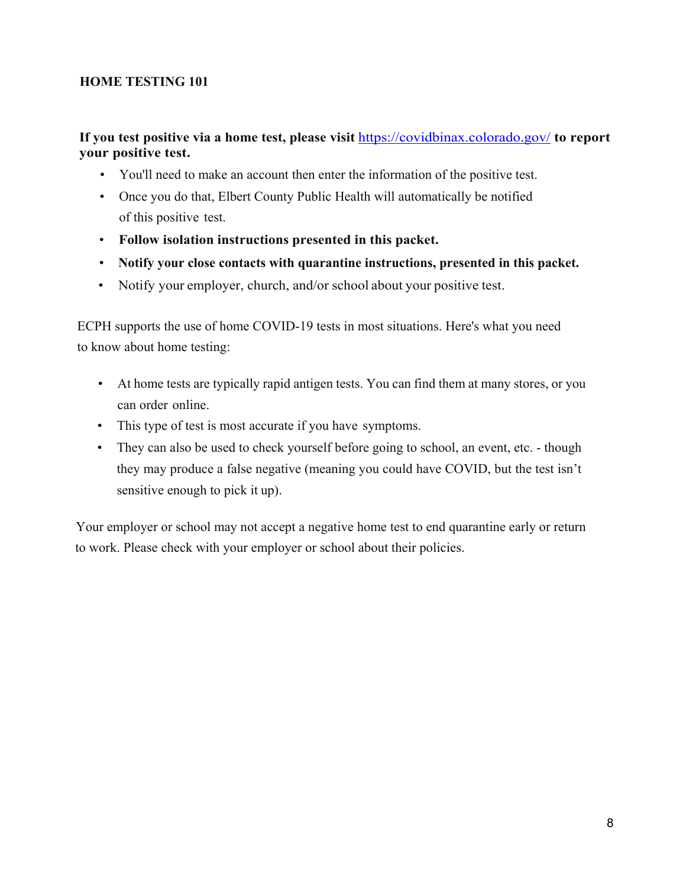## HOME TESTING 101

**If you test positive via a home test, please visit [https://covidbinax.colorado.gov/](https://covidbinax.colorado.gov/) to report your positive test.**

- You'll need to make an account then enter the information of the positive test.
- Once you do that, Elbert County Public Health will automatically be notified of this positive test.
- **Follow isolation instructions presented in this packet.**
- **Notify your close contacts with quarantine instructions, presented in this packet.**
- Notify your employer, church, and/or school about your positive test.

ECPH supports the use of home COVID-19 tests in most situations. Here's what you need to know about home testing:

- At home tests are typically rapid antigen tests. You can find them at many stores, or you can order online.
- This type of test is most accurate if you have symptoms.
- They can also be used to check yourself before going to school, an event, etc. - though they may produce a false negative (meaning you could have COVID, but the test isn't sensitive enough to pick it up).

Your employer or school may not accept a negative home test to end quarantine early or return to work. Please check with your employer or school about their policies.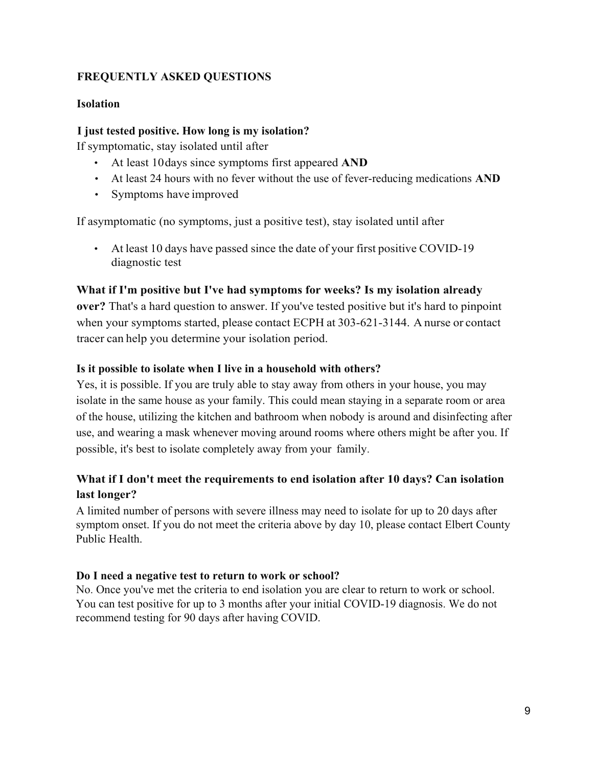## FREQUENTLY ASKED QUESTIONS

### Isolation

**I just tested positive. How long is my isolation?**

If symptomatic, stay isolated until after

- At least 10 days since symptoms first appeared **AND**
- At least 24 hours with no fever without the use of fever-reducing medications **AND**
- Symptoms have improved

If asymptomatic (no symptoms, just a positive test), stay isolated until after

- At least 10 days have passed since the date of your first positive COVID-19 diagnostic test

**What if I'm positive but I've had symptoms for weeks? Is my isolation already over?** That's a hard question to answer. If you've tested positive but it's hard to pinpoint when your symptoms started, please contact ECPH at 303-621-3144. A nurse or contact tracer can help you determine your isolation period.

**Is it possible to isolate when I live in a household with others?**

Yes, it is possible. If you are truly able to stay away from others in your house, you may isolate in the same house as your family. This could mean staying in a separate room or area of the house, utilizing the kitchen and bathroom when nobody is around and disinfecting after use, and wearing a mask whenever moving around rooms where others might be after you. If possible, it's best to isolate completely away from your family.

**What if I don't meet the requirements to end isolation after 10 days? Can isolation last longer?**

A limited number of persons with severe illness may need to isolate for up to 20 days after symptom onset. If you do not meet the criteria above by day 10, please contact Elbert County Public Health.

**Do I need a negative test to return to work or school?**

No. Once you've met the criteria to end isolation you are clear to return to work or school. You can test positive for up to 3 months after your initial COVID-19 diagnosis. We do not recommend testing for 90 days after having COVID.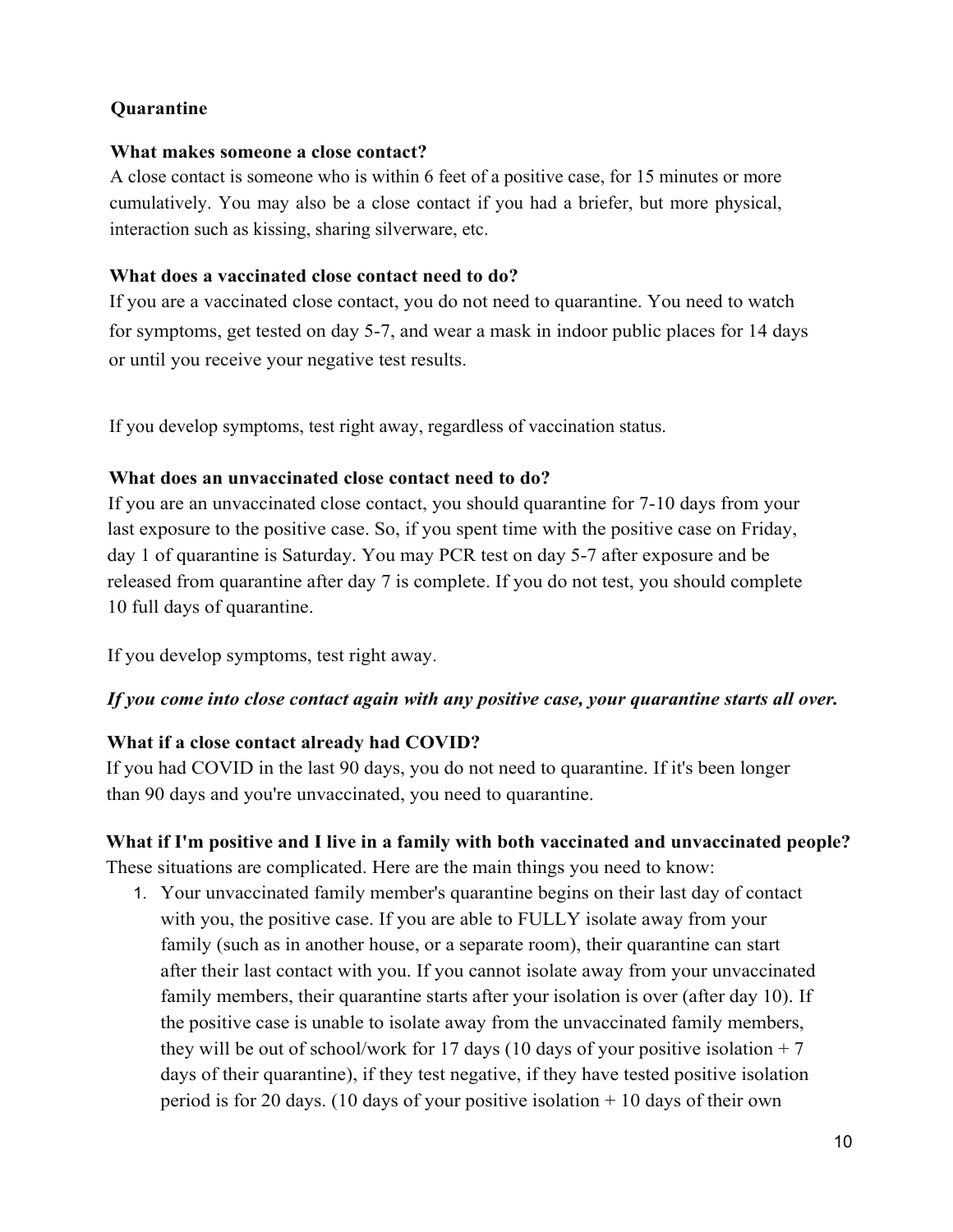## Quarantine

### What makes someone a close contact?

A close contact is someone who is within 6 feet of a positive case, for 15 minutes or more cumulatively. You may also be a close contact if you had a briefer, but more physical, interaction such as kissing, sharing silverware, etc.

### What does a vaccinated close contact need to do?

If you are a vaccinated close contact, you do not need to quarantine. You need to watch for symptoms, get tested on day 5-7, and wear a mask in indoor public places for 14 days or until you receive your negative test results.

If you develop symptoms, test right away, regardless of vaccination status.

### What does an unvaccinated close contact need to do?

If you are an unvaccinated close contact, you should quarantine for 7-10 days from your last exposure to the positive case. So, if you spent time with the positive case on Friday, day 1 of quarantine is Saturday. You may PCR test on day 5-7 after exposure and be released from quarantine after day 7 is complete. If you do not test, you should complete 10 full days of quarantine.

If you develop symptoms, test right away.

***If you come into close contact again with any positive case, your quarantine starts all over.***

### What if a close contact already had COVID?

If you had COVID in the last 90 days, you do not need to quarantine. If it's been longer than 90 days and you're unvaccinated, you need to quarantine.

### What if I'm positive and I live in a family with both vaccinated and unvaccinated people?

These situations are complicated. Here are the main things you need to know:

1. Your unvaccinated family member's quarantine begins on their last day of contact with you, the positive case. If you are able to FULLY isolate away from your family (such as in another house, or a separate room), their quarantine can start after their last contact with you. If you cannot isolate away from your unvaccinated family members, their quarantine starts after your isolation is over (after day 10). If the positive case is unable to isolate away from the unvaccinated family members, they will be out of school/work for 17 days (10 days of your positive isolation + 7 days of their quarantine), if they test negative, if they have tested positive isolation period is for 20 days. (10 days of your positive isolation + 10 days of their own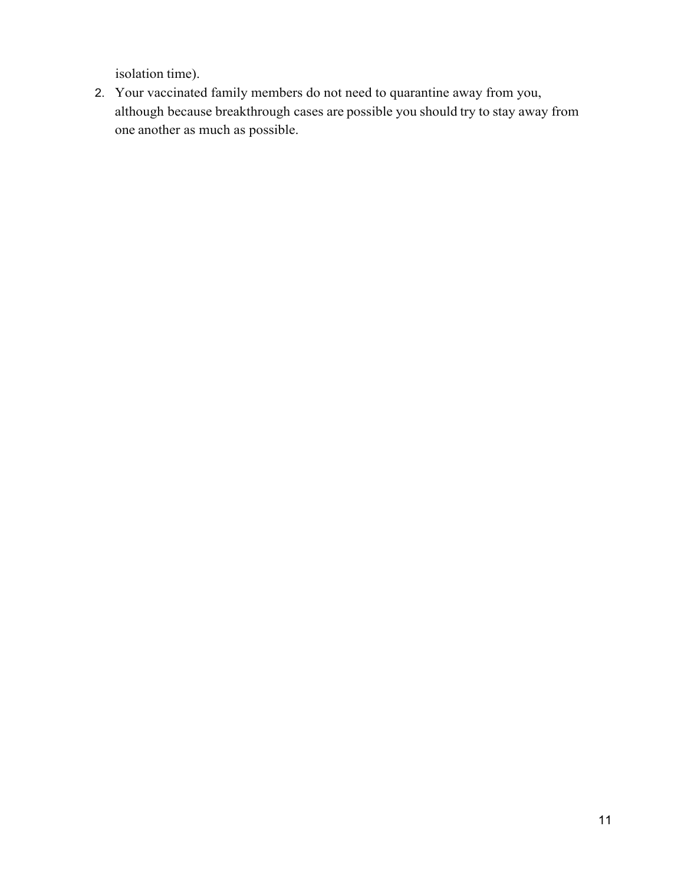isolation time).

2. Your vaccinated family members do not need to quarantine away from you, although because breakthrough cases are possible you should try to stay away from one another as much as possible.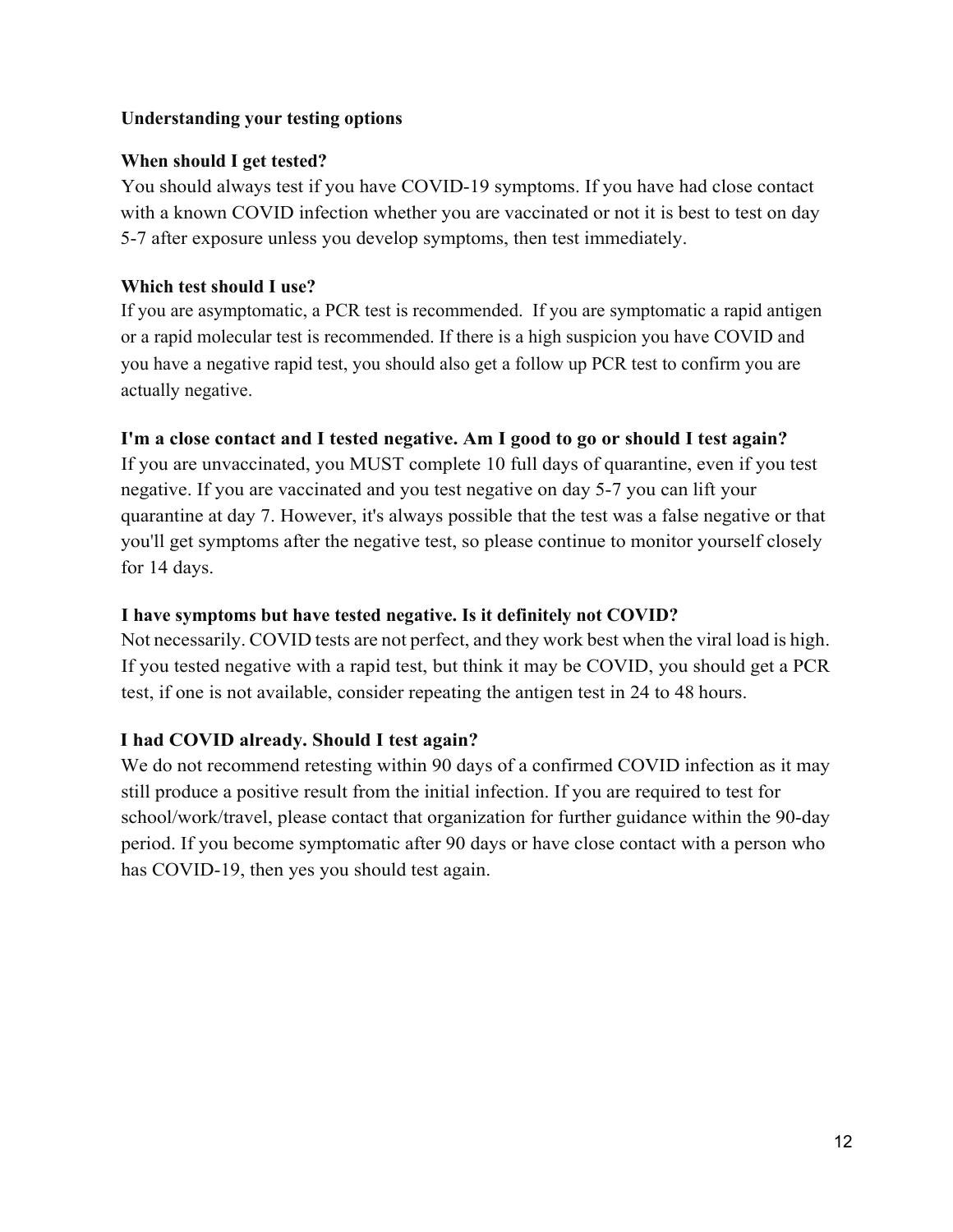**Understanding your testing options**

**When should I get tested?**

You should always test if you have COVID-19 symptoms. If you have had close contact with a known COVID infection whether you are vaccinated or not it is best to test on day 5-7 after exposure unless you develop symptoms, then test immediately.

**Which test should I use?**

If you are asymptomatic, a PCR test is recommended. If you are symptomatic a rapid antigen or a rapid molecular test is recommended. If there is a high suspicion you have COVID and you have a negative rapid test, you should also get a follow up PCR test to confirm you are actually negative.

**I'm a close contact and I tested negative. Am I good to go or should I test again?**

If you are unvaccinated, you MUST complete 10 full days of quarantine, even if you test negative. If you are vaccinated and you test negative on day 5-7 you can lift your quarantine at day 7. However, it's always possible that the test was a false negative or that you'll get symptoms after the negative test, so please continue to monitor yourself closely for 14 days.

**I have symptoms but have tested negative. Is it definitely not COVID?**

Not necessarily. COVID tests are not perfect, and they work best when the viral load is high. If you tested negative with a rapid test, but think it may be COVID, you should get a PCR test, if one is not available, consider repeating the antigen test in 24 to 48 hours.

**I had COVID already. Should I test again?**

We do not recommend retesting within 90 days of a confirmed COVID infection as it may still produce a positive result from the initial infection. If you are required to test for school/work/travel, please contact that organization for further guidance within the 90-day period. If you become symptomatic after 90 days or have close contact with a person who has COVID-19, then yes you should test again.